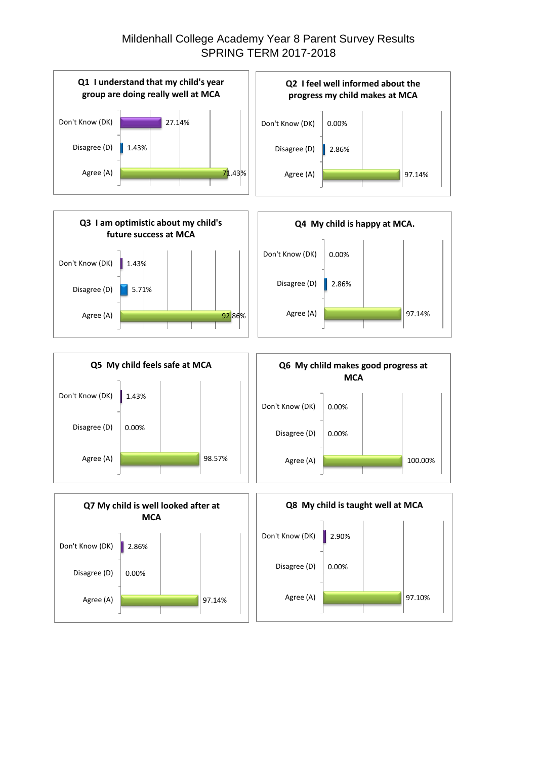# Mildenhall College Academy Year 8 Parent Survey Results
## SPRING TERM 2017-2018

### Q1 I understand that my child's year group are doing really well at MCA

| Response | Percentage |
|---|---|
| Don't Know (DK) | 27.14% |
| Disagree (D) | 1.43% |
| Agree (A) | 71.43% |

### Q2 I feel well informed about the progress my child makes at MCA

| Response | Percentage |
|---|---|
| Don't Know (DK) | 0.00% |
| Disagree (D) | 2.86% |
| Agree (A) | 97.14% |

### Q3 I am optimistic about my child's future success at MCA

| Response | Percentage |
|---|---|
| Don't Know (DK) | 1.43% |
| Disagree (D) | 5.71% |
| Agree (A) | 92.86% |

### Q4 My child is happy at MCA.

| Response | Percentage |
|---|---|
| Don't Know (DK) | 0.00% |
| Disagree (D) | 2.86% |
| Agree (A) | 97.14% |

### Q5 My child feels safe at MCA

| Response | Percentage |
|---|---|
| Don't Know (DK) | 1.43% |
| Disagree (D) | 0.00% |
| Agree (A) | 98.57% |

### Q6 My chlild makes good progress at MCA

| Response | Percentage |
|---|---|
| Don't Know (DK) | 0.00% |
| Disagree (D) | 0.00% |
| Agree (A) | 100.00% |

### Q7 My child is well looked after at MCA

| Response | Percentage |
|---|---|
| Don't Know (DK) | 2.86% |
| Disagree (D) | 0.00% |
| Agree (A) | 97.14% |

### Q8 My child is taught well at MCA

| Response | Percentage |
|---|---|
| Don't Know (DK) | 2.90% |
| Disagree (D) | 0.00% |
| Agree (A) | 97.10% |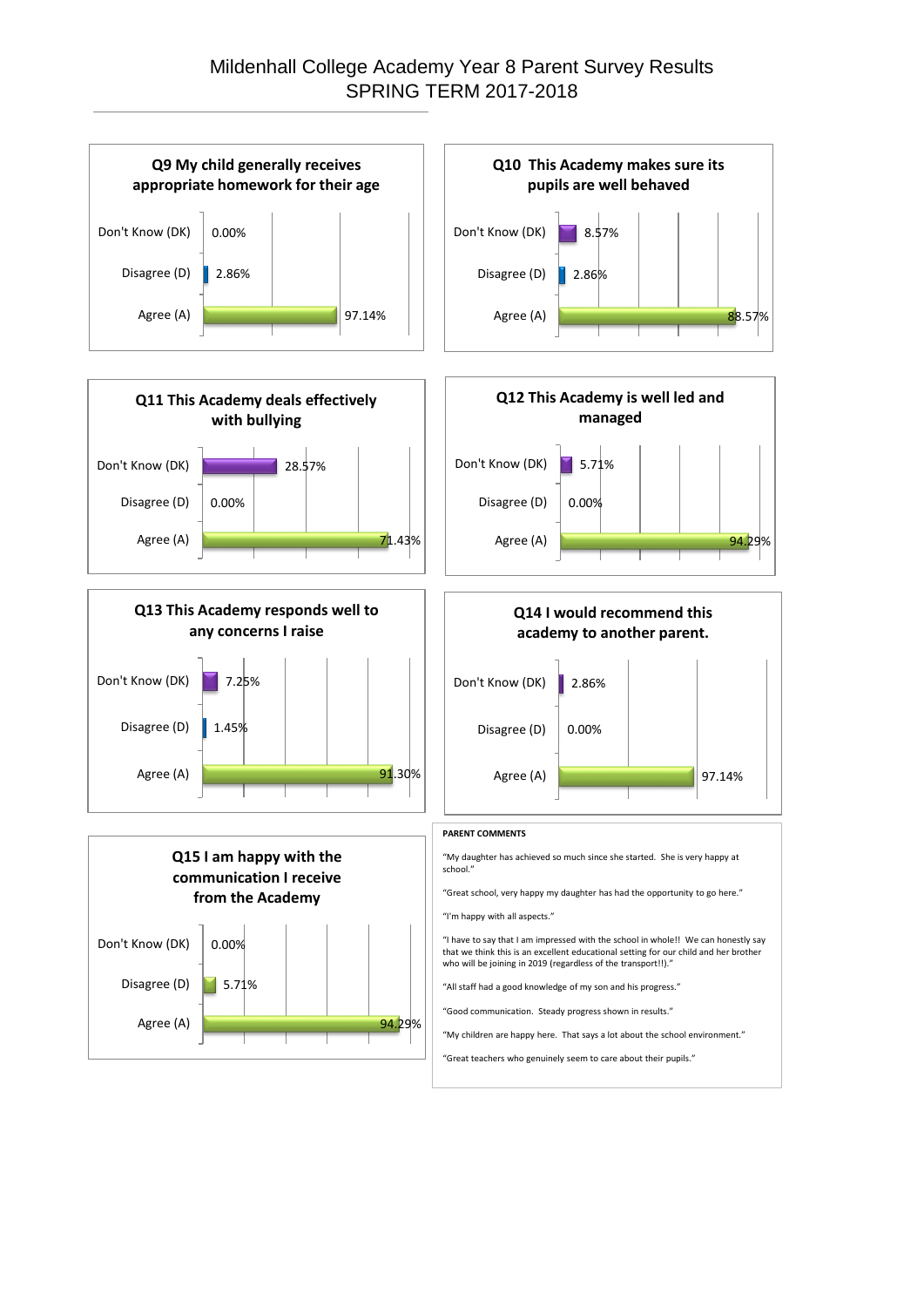# Mildenhall College Academy Year 8 Parent Survey Results
SPRING TERM 2017-2018

**Q9 My child generally receives appropriate homework for their age**

Don't Know (DK) 0.00%
Disagree (D) 2.86%
Agree (A) 97.14%

**Q10 This Academy makes sure its pupils are well behaved**

Don't Know (DK) 8.57%
Disagree (D) 2.86%
Agree (A) 88.57%

**Q11 This Academy deals effectively with bullying**

Don't Know (DK) 28.57%
Disagree (D) 0.00%
Agree (A) 71.43%

**Q12 This Academy is well led and managed**

Don't Know (DK) 5.71%
Disagree (D) 0.00%
Agree (A) 94.29%

**Q13 This Academy responds well to any concerns I raise**

Don't Know (DK) 7.25%
Disagree (D) 1.45%
Agree (A) 91.30%

**Q14 I would recommend this academy to another parent.**

Don't Know (DK) 2.86%
Disagree (D) 0.00%
Agree (A) 97.14%

**Q15 I am happy with the communication I receive from the Academy**

Don't Know (DK) 0.00%
Disagree (D) 5.71%
Agree (A) 94.29%

**PARENT COMMENTS**

"My daughter has achieved so much since she started. She is very happy at school."

"Great school, very happy my daughter has had the opportunity to go here."

"I'm happy with all aspects."

"I have to say that I am impressed with the school in whole!! We can honestly say that we think this is an excellent educational setting for our child and her brother who will be joining in 2019 (regardless of the transport!!)."

"All staff had a good knowledge of my son and his progress."

"Good communication. Steady progress shown in results."

"My children are happy here. That says a lot about the school environment."

"Great teachers who genuinely seem to care about their pupils."